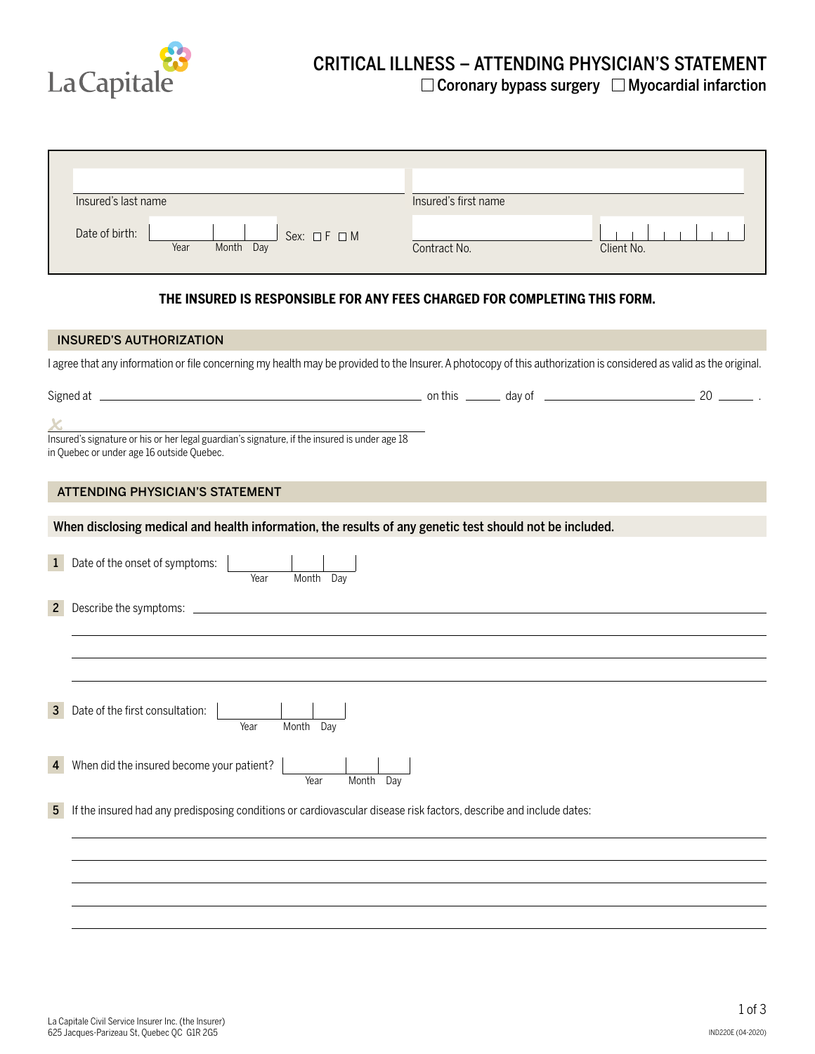La Capitale

# CRITICAL ILLNESS – ATTENDING PHYSICIAN'S STATEMENT

☐ Coronary bypass surgery ☐ Myocardial infarction

| | |
|---|---|
| Insured's last name | Insured's first name |
| Date of birth: Year / Month / Day &nbsp;&nbsp; Sex: ☐ F ☐ M | Contract No. &nbsp;&nbsp; Client No. |

**THE INSURED IS RESPONSIBLE FOR ANY FEES CHARGED FOR COMPLETING THIS FORM.**

## INSURED'S AUTHORIZATION

I agree that any information or file concerning my health may be provided to the Insurer. A photocopy of this authorization is considered as valid as the original.

Signed at ______________________ on this ______ day of ______________ 20 ______ .

X ______________________________________

Insured's signature or his or her legal guardian's signature, if the insured is under age 18 in Quebec or under age 16 outside Quebec.

## ATTENDING PHYSICIAN'S STATEMENT

**When disclosing medical and health information, the results of any genetic test should not be included.**

**1** Date of the onset of symptoms: Year / Month / Day

**2** Describe the symptoms: ______________________________________

**3** Date of the first consultation: Year / Month / Day

**4** When did the insured become your patient? Year / Month / Day

**5** If the insured had any predisposing conditions or cardiovascular disease risk factors, describe and include dates:

______________________________________

La Capitale Civil Service Insurer Inc. (the Insurer)
625 Jacques-Parizeau St, Quebec QC G1R 2G5

IND220E (04-2020)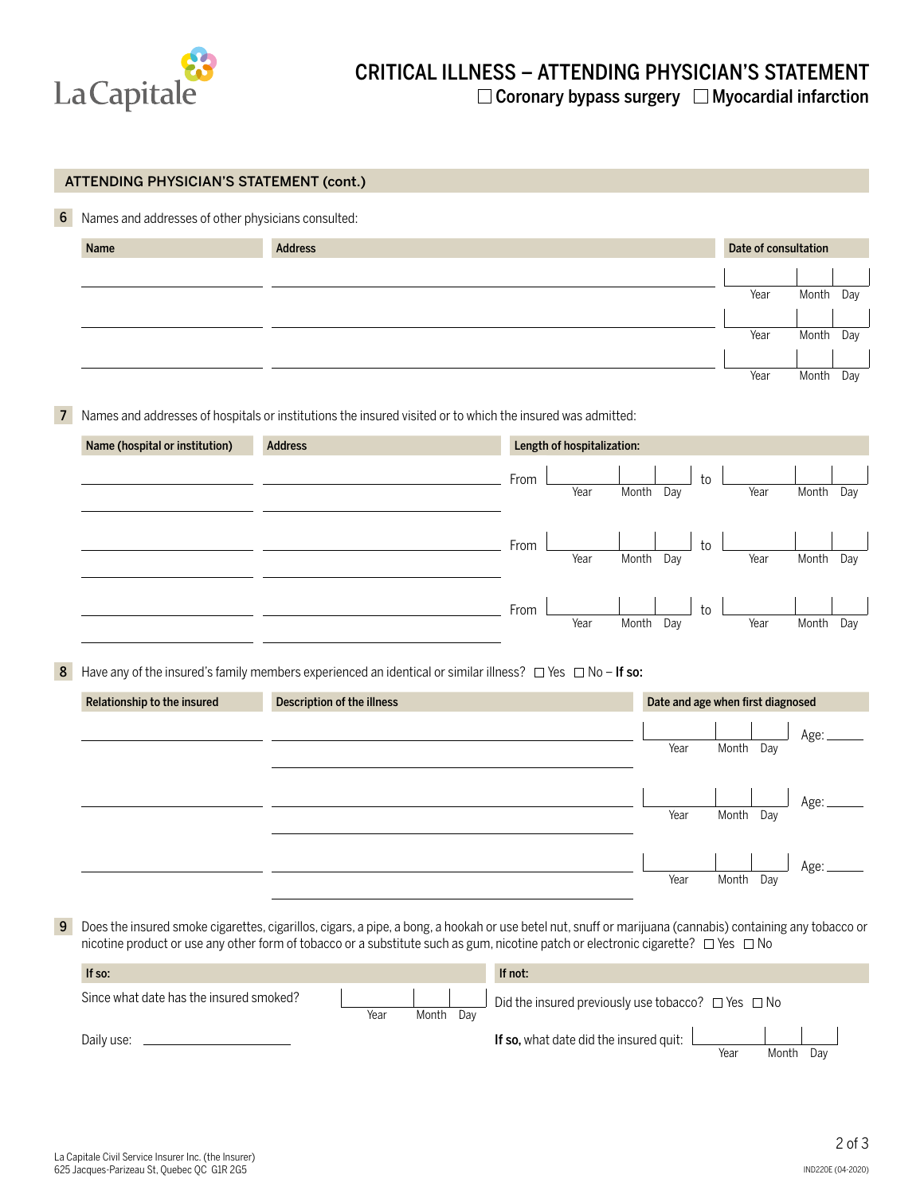# CRITICAL ILLNESS – ATTENDING PHYSICIAN'S STATEMENT

☐ Coronary bypass surgery ☐ Myocardial infarction

## ATTENDING PHYSICIAN'S STATEMENT (cont.)

**6** Names and addresses of other physicians consulted:

| Name | Address | Date of consultation |
|---|---|---|
| | | Year Month Day |
| | | Year Month Day |
| | | Year Month Day |

**7** Names and addresses of hospitals or institutions the insured visited or to which the insured was admitted:

| Name (hospital or institution) | Address | Length of hospitalization: |
|---|---|---|
| | | From Year Month Day to Year Month Day |
| | | From Year Month Day to Year Month Day |
| | | From Year Month Day to Year Month Day |

**8** Have any of the insured's family members experienced an identical or similar illness? ☐ Yes ☐ No – **If so:**

| Relationship to the insured | Description of the illness | Date and age when first diagnosed |
|---|---|---|
| | | Year Month Day Age: ____ |
| | | Year Month Day Age: ____ |
| | | Year Month Day Age: ____ |

**9** Does the insured smoke cigarettes, cigarillos, cigars, a pipe, a bong, a hookah or use betel nut, snuff or marijuana (cannabis) containing any tobacco or nicotine product or use any other form of tobacco or a substitute such as gum, nicotine patch or electronic cigarette? ☐ Yes ☐ No

| If so: | If not: |
|---|---|
| Since what date has the insured smoked? Year Month Day | Did the insured previously use tobacco? ☐ Yes ☐ No |
| Daily use: ____________ | **If so,** what date did the insured quit: Year Month Day |

La Capitale Civil Service Insurer Inc. (the Insurer)
625 Jacques-Parizeau St, Quebec QC G1R 2G5

IND220E (04-2020)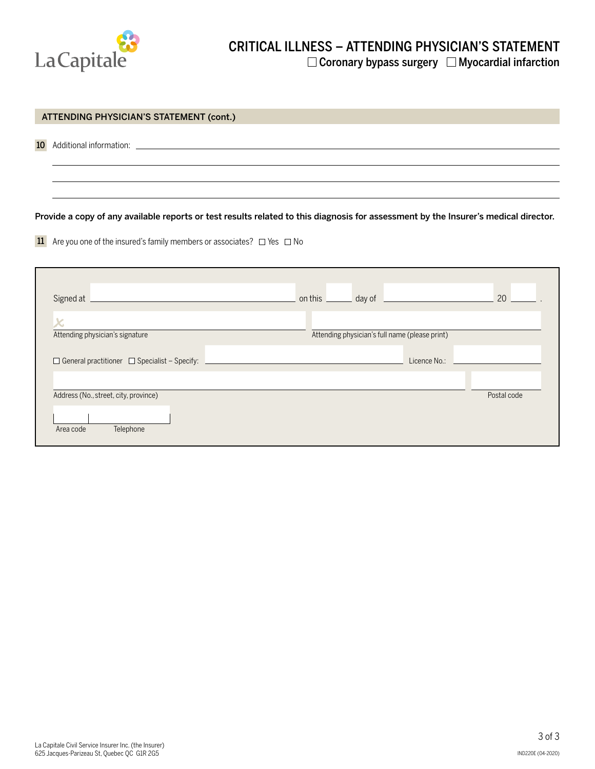# CRITICAL ILLNESS – ATTENDING PHYSICIAN'S STATEMENT

☐ Coronary bypass surgery ☐ Myocardial infarction

## ATTENDING PHYSICIAN'S STATEMENT (cont.)

**10** Additional information: ______________________________________________

______________________________________________

______________________________________________

______________________________________________

**Provide a copy of any available reports or test results related to this diagnosis for assessment by the Insurer's medical director.**

**11** Are you one of the insured's family members or associates? ☐ Yes ☐ No

Signed at ______________________ on this ______ day of ______________________ 20 ______ .

______________________ Attending physician's signature

______________________ Attending physician's full name (please print)

☐ General practitioner ☐ Specialist – Specify: ______________________ Licence No.: ______________

______________________ Address (No., street, city, province)

______________ Postal code

______ Area code ______________ Telephone

La Capitale Civil Service Insurer Inc. (the Insurer)
625 Jacques-Parizeau St, Quebec QC G1R 2G5

IND220E (04-2020)